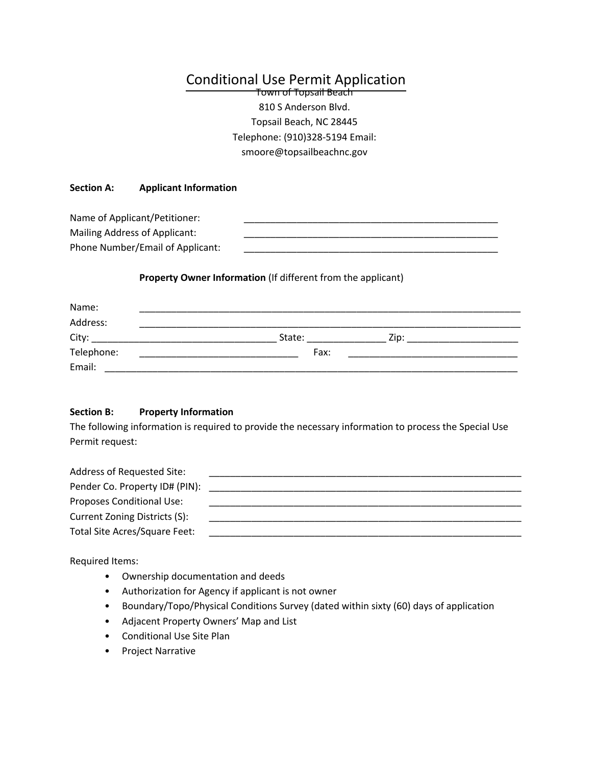# Conditional Use Permit Application

Town of Topsail Beach
810 S Anderson Blvd.
Topsail Beach, NC 28445
Telephone: (910)328-5194 Email:
smoore@topsailbeachnc.gov

**Section A: Applicant Information**

Name of Applicant/Petitioner: __________________________________________________
Mailing Address of Applicant: __________________________________________________
Phone Number/Email of Applicant: __________________________________________________

**Property Owner Information** (If different from the applicant)

Name: ___________________________________________________________________________
Address: ___________________________________________________________________________
City: ___________________________________ State: _______________ Zip: _____________________
Telephone: ______________________________ Fax: _________________________________
Email: _______________________________________________________________________________

**Section B: Property Information**

The following information is required to provide the necessary information to process the Special Use Permit request:

Address of Requested Site: ______________________________________________________________
Pender Co. Property ID# (PIN): ______________________________________________________________
Proposes Conditional Use: ______________________________________________________________
Current Zoning Districts (S): ______________________________________________________________
Total Site Acres/Square Feet: ______________________________________________________________

Required Items:

- Ownership documentation and deeds
- Authorization for Agency if applicant is not owner
- Boundary/Topo/Physical Conditions Survey (dated within sixty (60) days of application
- Adjacent Property Owners' Map and List
- Conditional Use Site Plan
- Project Narrative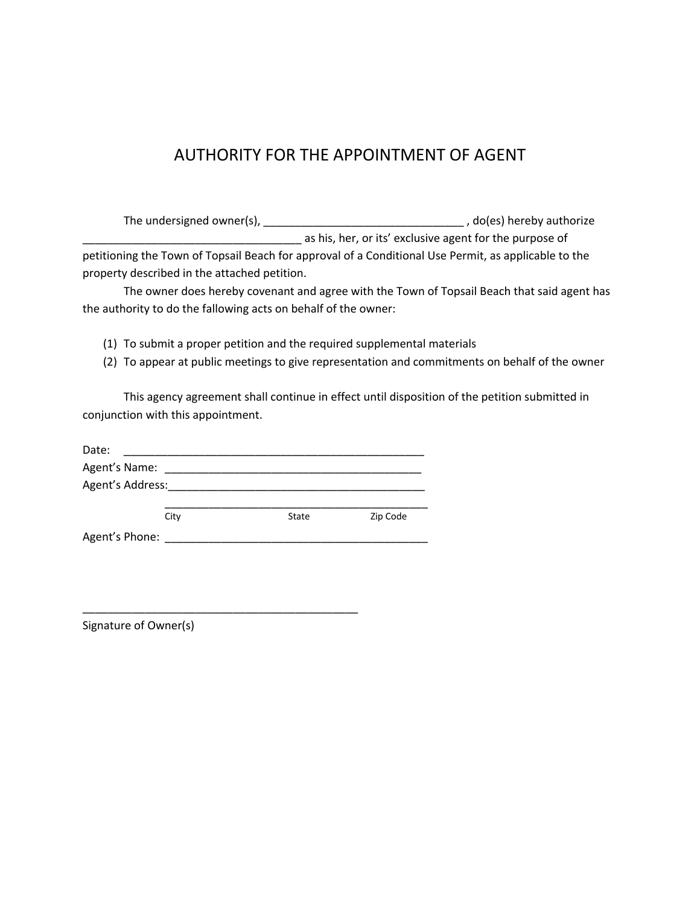# AUTHORITY FOR THE APPOINTMENT OF AGENT

The undersigned owner(s), ________________________________ , do(es) hereby authorize __________________________________ as his, her, or its' exclusive agent for the purpose of petitioning the Town of Topsail Beach for approval of a Conditional Use Permit, as applicable to the property described in the attached petition.

The owner does hereby covenant and agree with the Town of Topsail Beach that said agent has the authority to do the fallowing acts on behalf of the owner:

(1) To submit a proper petition and the required supplemental materials
(2) To appear at public meetings to give representation and commitments on behalf of the owner

This agency agreement shall continue in effect until disposition of the petition submitted in conjunction with this appointment.

Date: __________________________________________________

Agent's Name: ___________________________________________

Agent's Address:__________________________________________

_____________________________________________

City State Zip Code

Agent's Phone: ___________________________________________

_____________________________________________

Signature of Owner(s)